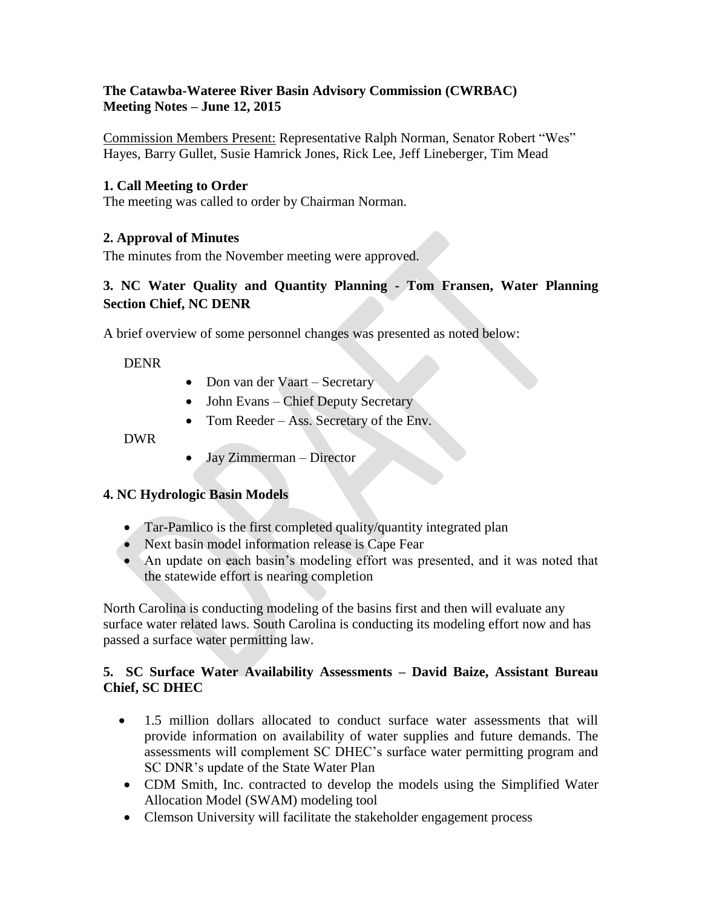**The Catawba-Wateree River Basin Advisory Commission (CWRBAC)**
**Meeting Notes – June 12, 2015**

Commission Members Present: Representative Ralph Norman, Senator Robert "Wes" Hayes, Barry Gullet, Susie Hamrick Jones, Rick Lee, Jeff Lineberger, Tim Mead

### 1. Call Meeting to Order

The meeting was called to order by Chairman Norman.

### 2. Approval of Minutes

The minutes from the November meeting were approved.

### 3. NC Water Quality and Quantity Planning - Tom Fransen, Water Planning Section Chief, NC DENR

A brief overview of some personnel changes was presented as noted below:

DENR

- Don van der Vaart – Secretary
- John Evans – Chief Deputy Secretary
- Tom Reeder – Ass. Secretary of the Env.

DWR

- Jay Zimmerman – Director

### 4. NC Hydrologic Basin Models

- Tar-Pamlico is the first completed quality/quantity integrated plan
- Next basin model information release is Cape Fear
- An update on each basin's modeling effort was presented, and it was noted that the statewide effort is nearing completion

North Carolina is conducting modeling of the basins first and then will evaluate any surface water related laws. South Carolina is conducting its modeling effort now and has passed a surface water permitting law.

### 5. SC Surface Water Availability Assessments – David Baize, Assistant Bureau Chief, SC DHEC

- 1.5 million dollars allocated to conduct surface water assessments that will provide information on availability of water supplies and future demands. The assessments will complement SC DHEC's surface water permitting program and SC DNR's update of the State Water Plan
- CDM Smith, Inc. contracted to develop the models using the Simplified Water Allocation Model (SWAM) modeling tool
- Clemson University will facilitate the stakeholder engagement process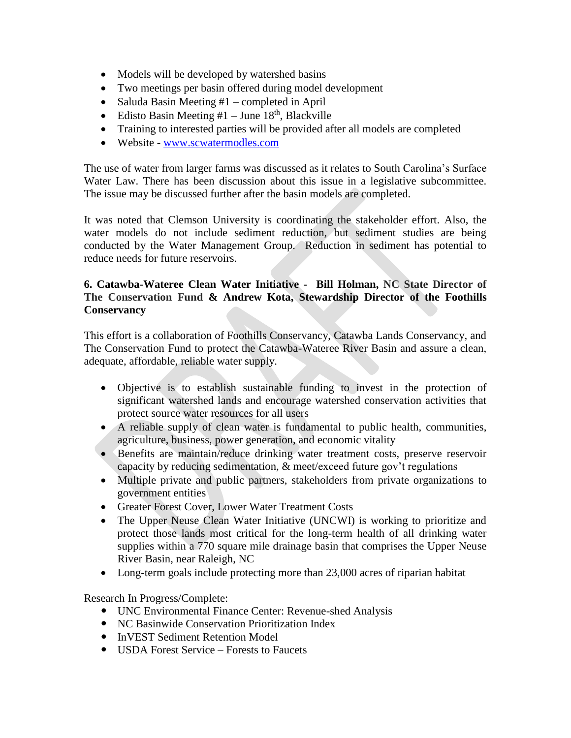- Models will be developed by watershed basins
- Two meetings per basin offered during model development
- Saluda Basin Meeting #1 – completed in April
- Edisto Basin Meeting #1 – June 18th, Blackville
- Training to interested parties will be provided after all models are completed
- Website - www.scwatermodles.com

The use of water from larger farms was discussed as it relates to South Carolina's Surface Water Law. There has been discussion about this issue in a legislative subcommittee. The issue may be discussed further after the basin models are completed.

It was noted that Clemson University is coordinating the stakeholder effort. Also, the water models do not include sediment reduction, but sediment studies are being conducted by the Water Management Group. Reduction in sediment has potential to reduce needs for future reservoirs.

**6. Catawba-Wateree Clean Water Initiative - Bill Holman, NC State Director of The Conservation Fund & Andrew Kota, Stewardship Director of the Foothills Conservancy**

This effort is a collaboration of Foothills Conservancy, Catawba Lands Conservancy, and The Conservation Fund to protect the Catawba-Wateree River Basin and assure a clean, adequate, affordable, reliable water supply.

- Objective is to establish sustainable funding to invest in the protection of significant watershed lands and encourage watershed conservation activities that protect source water resources for all users
- A reliable supply of clean water is fundamental to public health, communities, agriculture, business, power generation, and economic vitality
- Benefits are maintain/reduce drinking water treatment costs, preserve reservoir capacity by reducing sedimentation, & meet/exceed future gov't regulations
- Multiple private and public partners, stakeholders from private organizations to government entities
- Greater Forest Cover, Lower Water Treatment Costs
- The Upper Neuse Clean Water Initiative (UNCWI) is working to prioritize and protect those lands most critical for the long-term health of all drinking water supplies within a 770 square mile drainage basin that comprises the Upper Neuse River Basin, near Raleigh, NC
- Long-term goals include protecting more than 23,000 acres of riparian habitat

Research In Progress/Complete:

- UNC Environmental Finance Center: Revenue-shed Analysis
- NC Basinwide Conservation Prioritization Index
- InVEST Sediment Retention Model
- USDA Forest Service – Forests to Faucets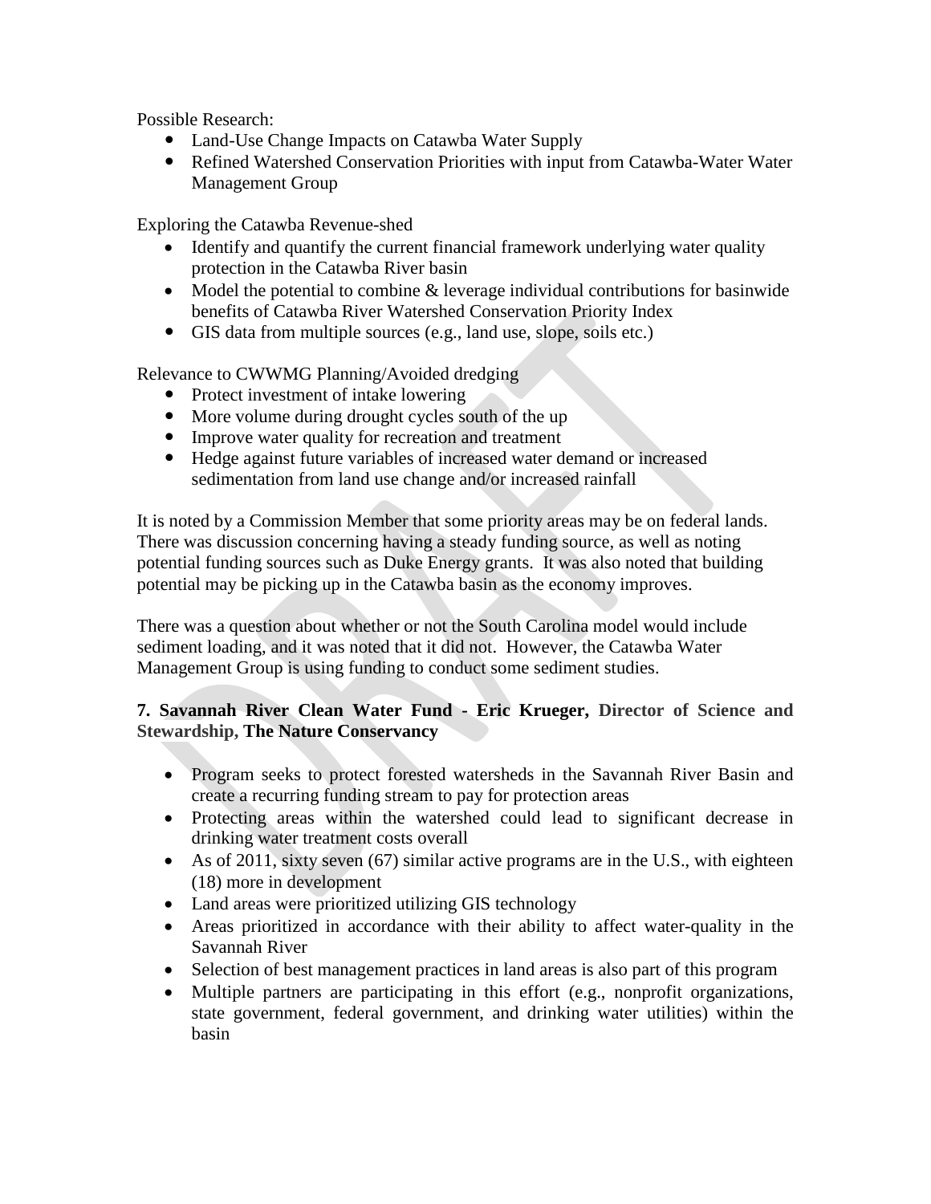Possible Research:

- Land-Use Change Impacts on Catawba Water Supply
- Refined Watershed Conservation Priorities with input from Catawba-Water Water Management Group

Exploring the Catawba Revenue-shed

- Identify and quantify the current financial framework underlying water quality protection in the Catawba River basin
- Model the potential to combine & leverage individual contributions for basinwide benefits of Catawba River Watershed Conservation Priority Index
- GIS data from multiple sources (e.g., land use, slope, soils etc.)

Relevance to CWWMG Planning/Avoided dredging

- Protect investment of intake lowering
- More volume during drought cycles south of the up
- Improve water quality for recreation and treatment
- Hedge against future variables of increased water demand or increased sedimentation from land use change and/or increased rainfall

It is noted by a Commission Member that some priority areas may be on federal lands. There was discussion concerning having a steady funding source, as well as noting potential funding sources such as Duke Energy grants. It was also noted that building potential may be picking up in the Catawba basin as the economy improves.

There was a question about whether or not the South Carolina model would include sediment loading, and it was noted that it did not. However, the Catawba Water Management Group is using funding to conduct some sediment studies.

**7. Savannah River Clean Water Fund - Eric Krueger, Director of Science and Stewardship, The Nature Conservancy**

- Program seeks to protect forested watersheds in the Savannah River Basin and create a recurring funding stream to pay for protection areas
- Protecting areas within the watershed could lead to significant decrease in drinking water treatment costs overall
- As of 2011, sixty seven (67) similar active programs are in the U.S., with eighteen (18) more in development
- Land areas were prioritized utilizing GIS technology
- Areas prioritized in accordance with their ability to affect water-quality in the Savannah River
- Selection of best management practices in land areas is also part of this program
- Multiple partners are participating in this effort (e.g., nonprofit organizations, state government, federal government, and drinking water utilities) within the basin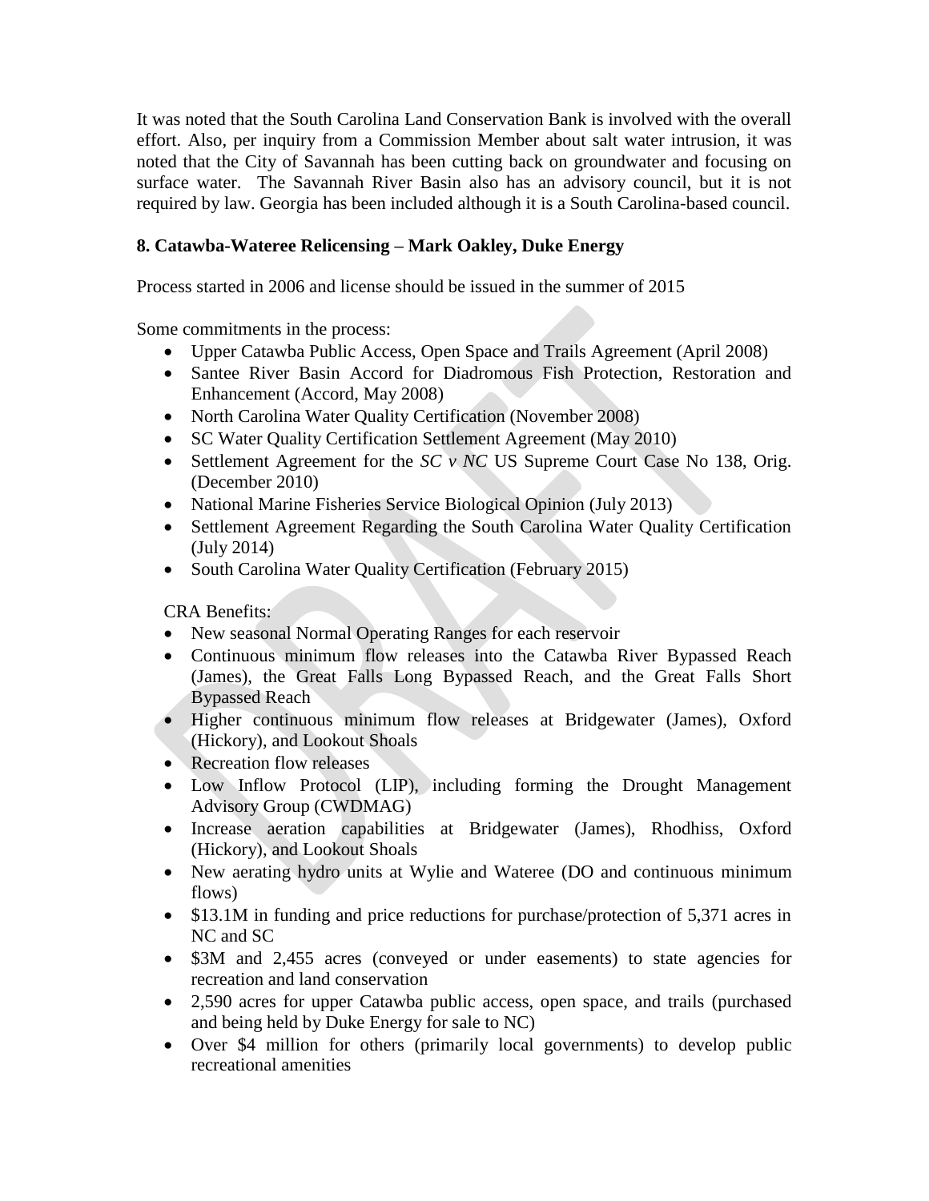It was noted that the South Carolina Land Conservation Bank is involved with the overall effort. Also, per inquiry from a Commission Member about salt water intrusion, it was noted that the City of Savannah has been cutting back on groundwater and focusing on surface water. The Savannah River Basin also has an advisory council, but it is not required by law. Georgia has been included although it is a South Carolina-based council.

**8. Catawba-Wateree Relicensing – Mark Oakley, Duke Energy**

Process started in 2006 and license should be issued in the summer of 2015

Some commitments in the process:

- Upper Catawba Public Access, Open Space and Trails Agreement (April 2008)
- Santee River Basin Accord for Diadromous Fish Protection, Restoration and Enhancement (Accord, May 2008)
- North Carolina Water Quality Certification (November 2008)
- SC Water Quality Certification Settlement Agreement (May 2010)
- Settlement Agreement for the *SC v NC* US Supreme Court Case No 138, Orig. (December 2010)
- National Marine Fisheries Service Biological Opinion (July 2013)
- Settlement Agreement Regarding the South Carolina Water Quality Certification (July 2014)
- South Carolina Water Quality Certification (February 2015)

CRA Benefits:

- New seasonal Normal Operating Ranges for each reservoir
- Continuous minimum flow releases into the Catawba River Bypassed Reach (James), the Great Falls Long Bypassed Reach, and the Great Falls Short Bypassed Reach
- Higher continuous minimum flow releases at Bridgewater (James), Oxford (Hickory), and Lookout Shoals
- Recreation flow releases
- Low Inflow Protocol (LIP), including forming the Drought Management Advisory Group (CWDMAG)
- Increase aeration capabilities at Bridgewater (James), Rhodhiss, Oxford (Hickory), and Lookout Shoals
- New aerating hydro units at Wylie and Wateree (DO and continuous minimum flows)
- \$13.1M in funding and price reductions for purchase/protection of 5,371 acres in NC and SC
- \$3M and 2,455 acres (conveyed or under easements) to state agencies for recreation and land conservation
- 2,590 acres for upper Catawba public access, open space, and trails (purchased and being held by Duke Energy for sale to NC)
- Over \$4 million for others (primarily local governments) to develop public recreational amenities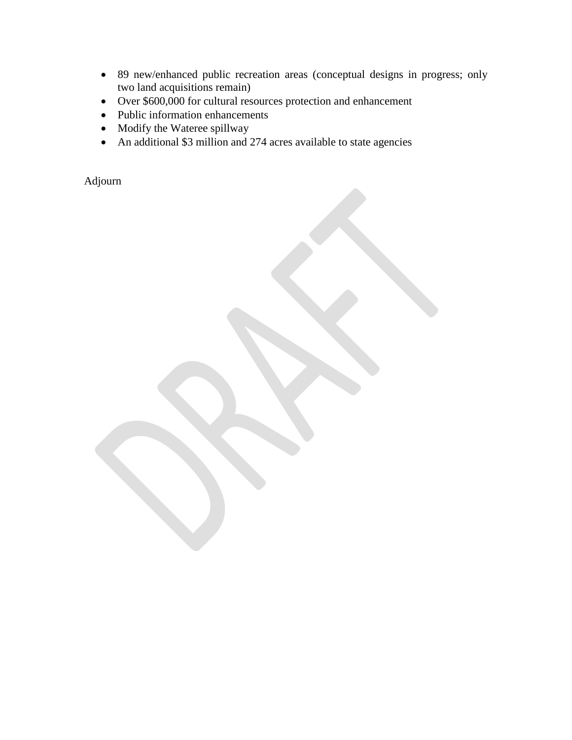- 89 new/enhanced public recreation areas (conceptual designs in progress; only two land acquisitions remain)
- Over $600,000 for cultural resources protection and enhancement
- Public information enhancements
- Modify the Wateree spillway
- An additional $3 million and 274 acres available to state agencies

Adjourn